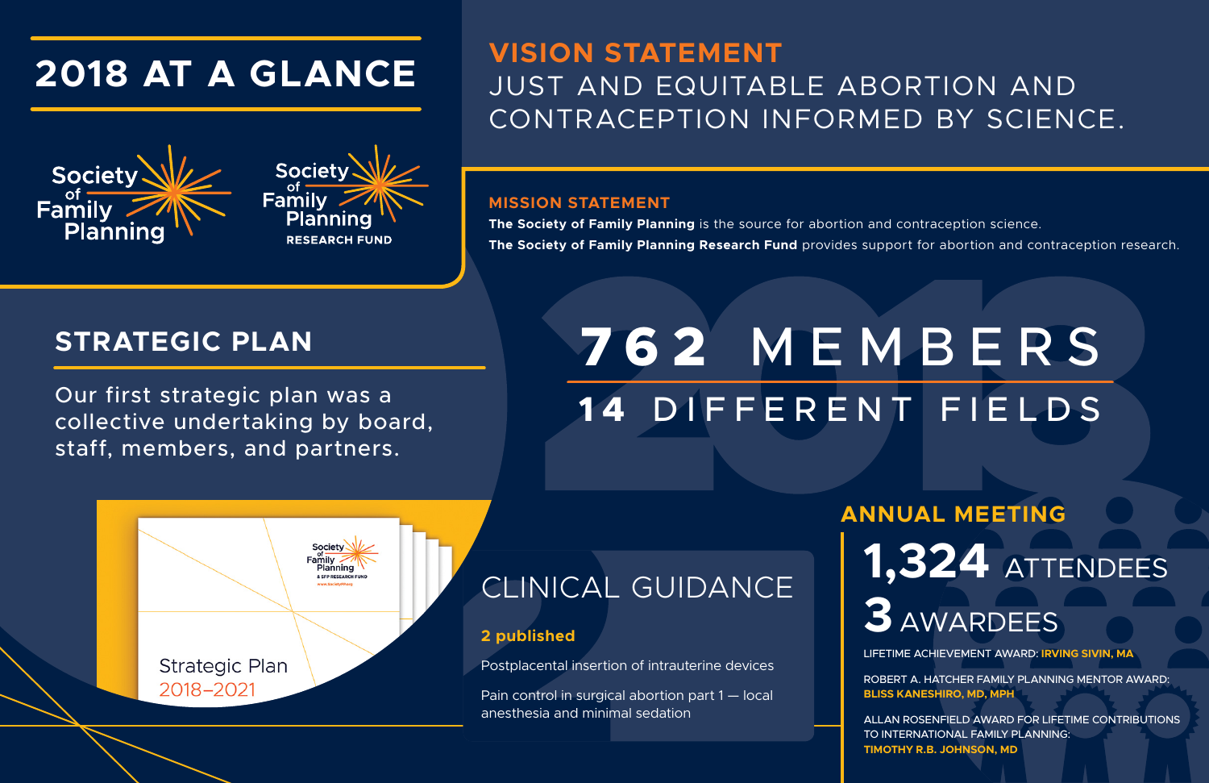# 2018 AT A GLANCE

Society of Family Planning

Society of Family Planning RESEARCH FUND

## VISION STATEMENT

JUST AND EQUITABLE ABORTION AND CONTRACEPTION INFORMED BY SCIENCE.

## MISSION STATEMENT

**The Society of Family Planning** is the source for abortion and contraception science.

**The Society of Family Planning Research Fund** provides support for abortion and contraception research.

## STRATEGIC PLAN

Our first strategic plan was a collective undertaking by board, staff, members, and partners.

Strategic Plan 2018–2021

## 762 MEMBERS

## 14 DIFFERENT FIELDS

## CLINICAL GUIDANCE

**2 published**

Postplacental insertion of intrauterine devices

Pain control in surgical abortion part 1 — local anesthesia and minimal sedation

## ANNUAL MEETING

**1,324** ATTENDEES

**3** AWARDEES

LIFETIME ACHIEVEMENT AWARD: **IRVING SIVIN, MA**

ROBERT A. HATCHER FAMILY PLANNING MENTOR AWARD: **BLISS KANESHIRO, MD, MPH**

ALLAN ROSENFIELD AWARD FOR LIFETIME CONTRIBUTIONS TO INTERNATIONAL FAMILY PLANNING: **TIMOTHY R.B. JOHNSON, MD**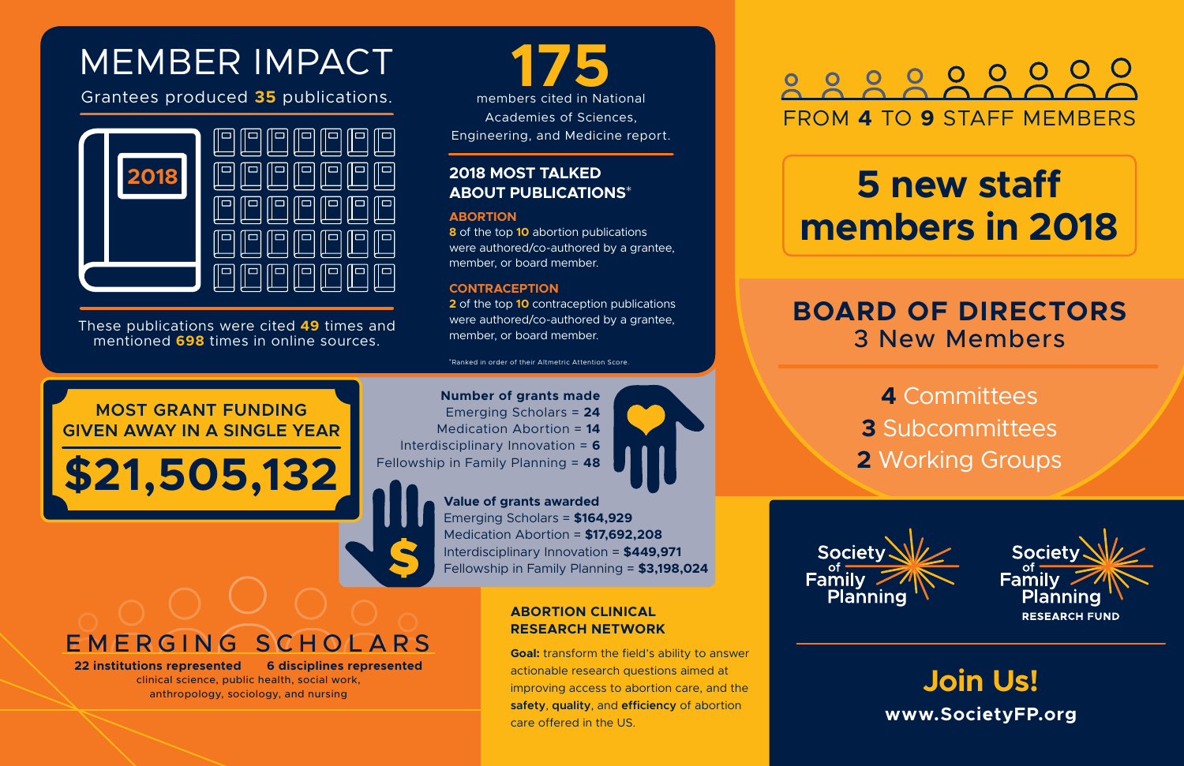# MEMBER IMPACT

Grantees produced **35** publications.

2018

These publications were cited **49** times and mentioned **698** times in online sources.

**175**

members cited in National Academies of Sciences, Engineering, and Medicine report.

## 2018 MOST TALKED ABOUT PUBLICATIONS*

**ABORTION**

**8** of the top **10** abortion publications were authored/co-authored by a grantee, member, or board member.

**CONTRACEPTION**

**2** of the top **10** contraception publications were authored/co-authored by a grantee, member, or board member.

*Ranked in order of their Altmetric Attention Score.

## MOST GRANT FUNDING GIVEN AWAY IN A SINGLE YEAR

**$21,505,132**

**Number of grants made**

- Emerging Scholars = **24**
- Medication Abortion = **14**
- Interdisciplinary Innovation = **6**
- Fellowship in Family Planning = **48**

**Value of grants awarded**

- Emerging Scholars = **$164,929**
- Medication Abortion = **$17,692,208**
- Interdisciplinary Innovation = **$449,971**
- Fellowship in Family Planning = **$3,198,024**

## EMERGING SCHOLARS

**22 institutions represented** **6 disciplines represented**

clinical science, public health, social work, anthropology, sociology, and nursing

## ABORTION CLINICAL RESEARCH NETWORK

**Goal:** transform the field's ability to answer actionable research questions aimed at improving access to abortion care, and the **safety**, **quality**, and **efficiency** of abortion care offered in the US.

FROM **4** TO **9** STAFF MEMBERS

**5 new staff members in 2018**

## BOARD OF DIRECTORS

3 New Members

**4** Committees

**3** Subcommittees

**2** Working Groups

Society of Family Planning

Society of Family Planning RESEARCH FUND

**Join Us!**

**www.SocietyFP.org**